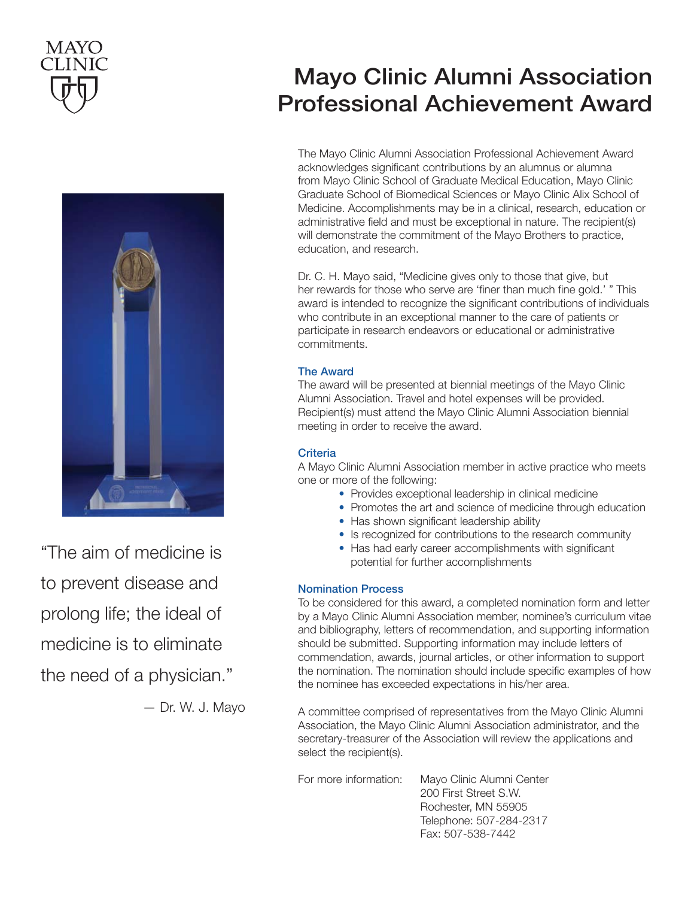MAYO CLINIC

# Mayo Clinic Alumni Association Professional Achievement Award

The Mayo Clinic Alumni Association Professional Achievement Award acknowledges significant contributions by an alumnus or alumna from Mayo Clinic School of Graduate Medical Education, Mayo Clinic Graduate School of Biomedical Sciences or Mayo Clinic Alix School of Medicine. Accomplishments may be in a clinical, research, education or administrative field and must be exceptional in nature. The recipient(s) will demonstrate the commitment of the Mayo Brothers to practice, education, and research.

Dr. C. H. Mayo said, "Medicine gives only to those that give, but her rewards for those who serve are 'finer than much fine gold.' " This award is intended to recognize the significant contributions of individuals who contribute in an exceptional manner to the care of patients or participate in research endeavors or educational or administrative commitments.

## The Award

The award will be presented at biennial meetings of the Mayo Clinic Alumni Association. Travel and hotel expenses will be provided. Recipient(s) must attend the Mayo Clinic Alumni Association biennial meeting in order to receive the award.

## Criteria

A Mayo Clinic Alumni Association member in active practice who meets one or more of the following:

- Provides exceptional leadership in clinical medicine
- Promotes the art and science of medicine through education
- Has shown significant leadership ability
- Is recognized for contributions to the research community
- Has had early career accomplishments with significant potential for further accomplishments

## Nomination Process

To be considered for this award, a completed nomination form and letter by a Mayo Clinic Alumni Association member, nominee's curriculum vitae and bibliography, letters of recommendation, and supporting information should be submitted. Supporting information may include letters of commendation, awards, journal articles, or other information to support the nomination. The nomination should include specific examples of how the nominee has exceeded expectations in his/her area.

A committee comprised of representatives from the Mayo Clinic Alumni Association, the Mayo Clinic Alumni Association administrator, and the secretary-treasurer of the Association will review the applications and select the recipient(s).

For more information:

Mayo Clinic Alumni Center
200 First Street S.W.
Rochester, MN 55905
Telephone: 507-284-2317
Fax: 507-538-7442

"The aim of medicine is to prevent disease and prolong life; the ideal of medicine is to eliminate the need of a physician."

— Dr. W. J. Mayo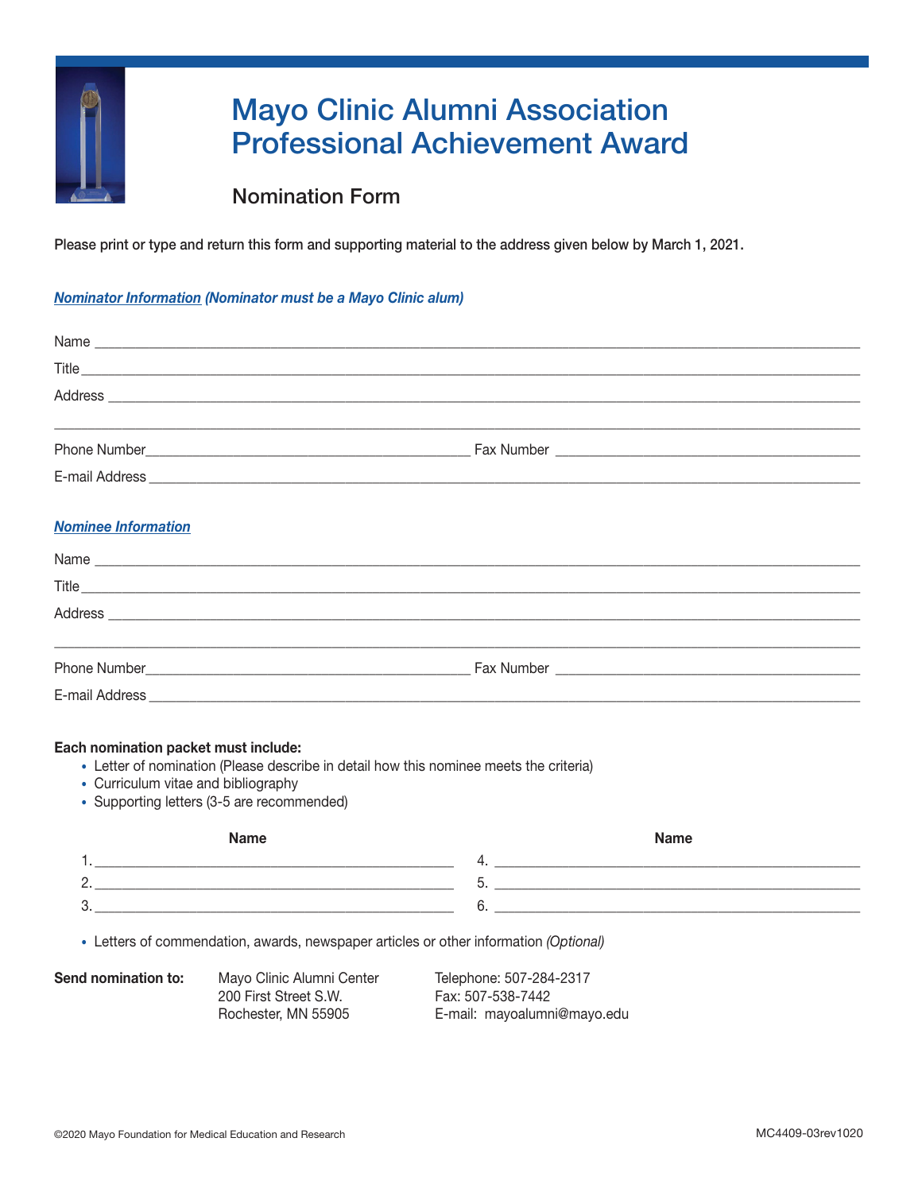# Mayo Clinic Alumni Association Professional Achievement Award

## Nomination Form

Please print or type and return this form and supporting material to the address given below by March 1, 2021.

***Nominator Information* (Nominator must be a Mayo Clinic alum)**

Name ______________________________________________

Title ______________________________________________

Address ______________________________________________

______________________________________________

Phone Number ______________________ Fax Number ______________________

E-mail Address ______________________________________________

***Nominee Information***

Name ______________________________________________

Title ______________________________________________

Address ______________________________________________

______________________________________________

Phone Number ______________________ Fax Number ______________________

E-mail Address ______________________________________________

**Each nomination packet must include:**

- Letter of nomination (Please describe in detail how this nominee meets the criteria)
- Curriculum vitae and bibliography
- Supporting letters (3-5 are recommended)

| Name | Name |
|---|---|
| 1. ______________________ | 4. ______________________ |
| 2. ______________________ | 5. ______________________ |
| 3. ______________________ | 6. ______________________ |

- Letters of commendation, awards, newspaper articles or other information *(Optional)*

**Send nomination to:**

Mayo Clinic Alumni Center
200 First Street S.W.
Rochester, MN 55905

Telephone: 507-284-2317
Fax: 507-538-7442
E-mail: mayoalumni@mayo.edu

©2020 Mayo Foundation for Medical Education and Research

MC4409-03rev1020